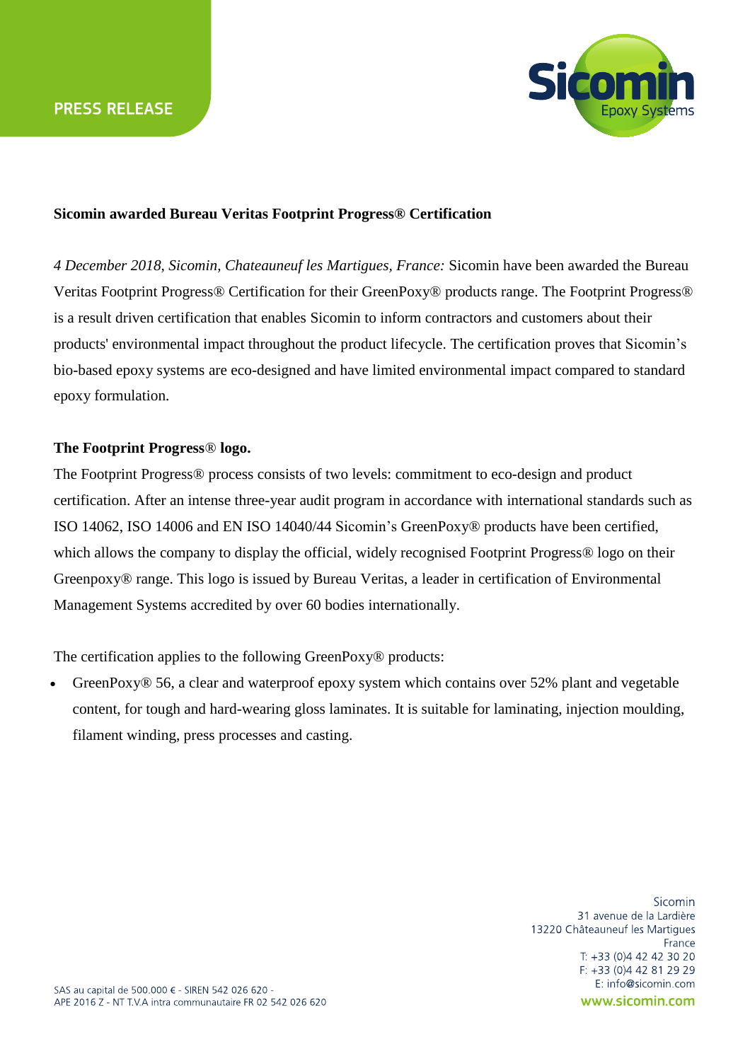PRESS RELEASE

Sicomin
Epoxy Systems

**Sicomin awarded Bureau Veritas Footprint Progress® Certification**

*4 December 2018, Sicomin, Chateauneuf les Martigues, France:* Sicomin have been awarded the Bureau Veritas Footprint Progress® Certification for their GreenPoxy® products range. The Footprint Progress® is a result driven certification that enables Sicomin to inform contractors and customers about their products' environmental impact throughout the product lifecycle. The certification proves that Sicomin's bio-based epoxy systems are eco-designed and have limited environmental impact compared to standard epoxy formulation.

**The Footprint Progress® logo.**

The Footprint Progress® process consists of two levels: commitment to eco-design and product certification. After an intense three-year audit program in accordance with international standards such as ISO 14062, ISO 14006 and EN ISO 14040/44 Sicomin's GreenPoxy® products have been certified, which allows the company to display the official, widely recognised Footprint Progress® logo on their Greenpoxy® range. This logo is issued by Bureau Veritas, a leader in certification of Environmental Management Systems accredited by over 60 bodies internationally.

The certification applies to the following GreenPoxy® products:

- GreenPoxy® 56, a clear and waterproof epoxy system which contains over 52% plant and vegetable content, for tough and hard-wearing gloss laminates. It is suitable for laminating, injection moulding, filament winding, press processes and casting.

SAS au capital de 500.000 € - SIREN 542 026 620 -
APE 2016 Z - NT T.V.A intra communautaire FR 02 542 026 620

Sicomin
31 avenue de la Lardière
13220 Châteauneuf les Martigues
France
T: +33 (0)4 42 42 30 20
F: +33 (0)4 42 81 29 29
E: info@sicomin.com
www.sicomin.com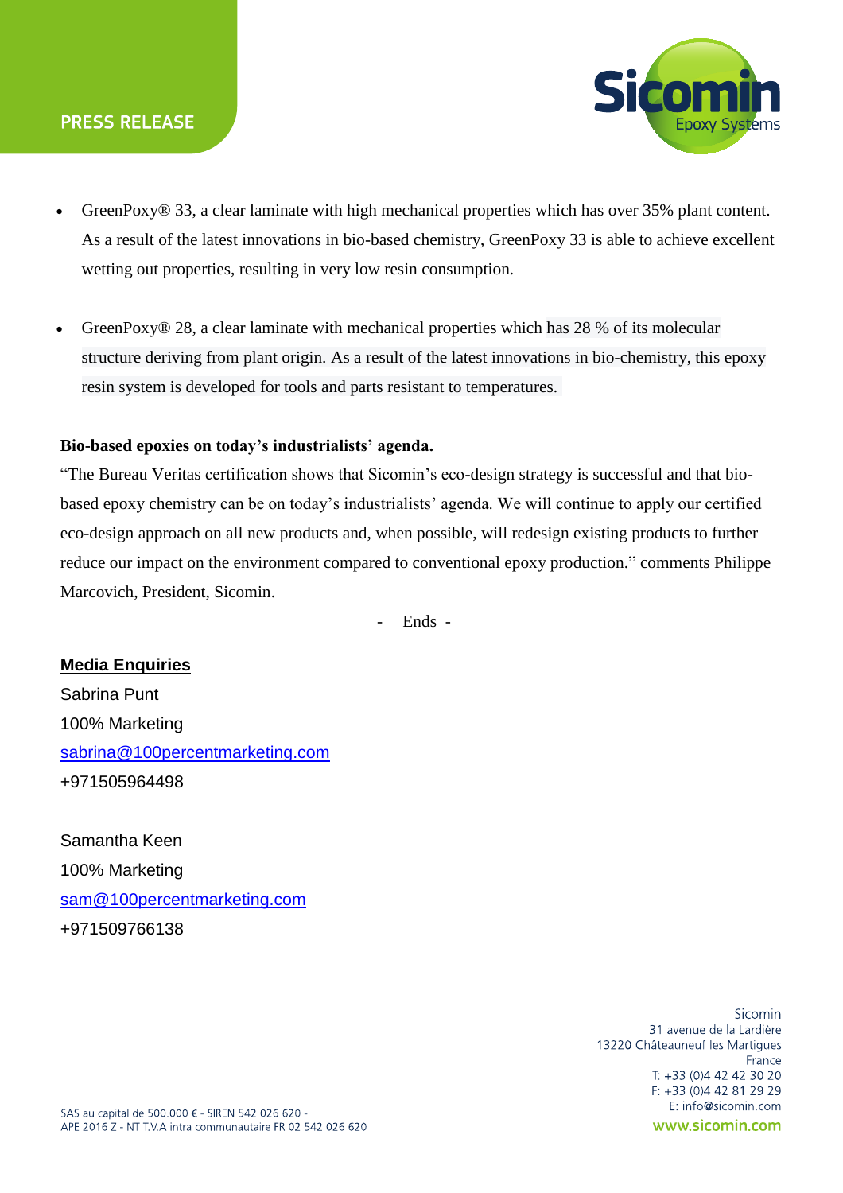- GreenPoxy® 33, a clear laminate with high mechanical properties which has over 35% plant content. As a result of the latest innovations in bio-based chemistry, GreenPoxy 33 is able to achieve excellent wetting out properties, resulting in very low resin consumption.

- GreenPoxy® 28, a clear laminate with mechanical properties which has 28 % of its molecular structure deriving from plant origin. As a result of the latest innovations in bio-chemistry, this epoxy resin system is developed for tools and parts resistant to temperatures.

**Bio-based epoxies on today's industrialists' agenda.**

"The Bureau Veritas certification shows that Sicomin's eco-design strategy is successful and that bio-based epoxy chemistry can be on today's industrialists' agenda. We will continue to apply our certified eco-design approach on all new products and, when possible, will redesign existing products to further reduce our impact on the environment compared to conventional epoxy production." comments Philippe Marcovich, President, Sicomin.

\- Ends -

**Media Enquiries**

Sabrina Punt
100% Marketing
sabrina@100percentmarketing.com
+971505964498

Samantha Keen
100% Marketing
sam@100percentmarketing.com
+971509766138

Sicomin
31 avenue de la Lardière
13220 Châteauneuf les Martigues
France
T: +33 (0)4 42 42 30 20
F: +33 (0)4 42 81 29 29
E: info@sicomin.com
www.sicomin.com

SAS au capital de 500.000 € - SIREN 542 026 620 -
APE 2016 Z - NT T.V.A intra communautaire FR 02 542 026 620